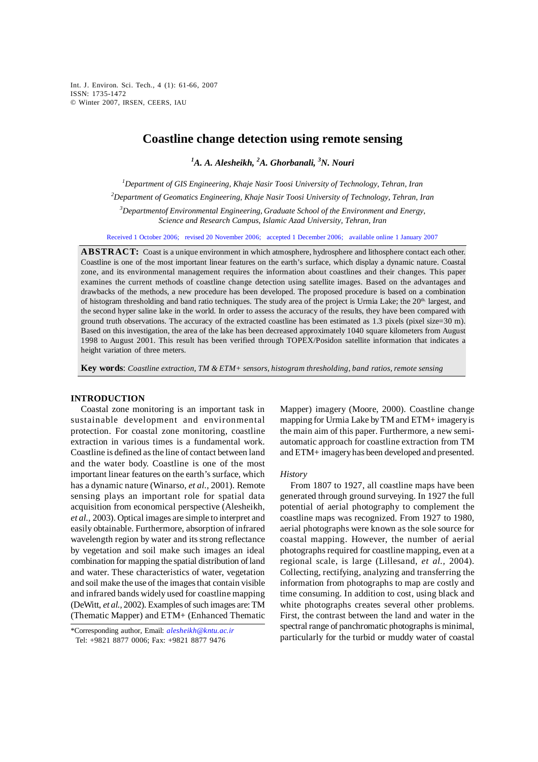# Coastline change detection using remote sensing

*[1]A. A. Alesheikh, [2]A. Ghorbanali, [3]N. Nouri*

[1]*Department of GIS Engineering, Khaje Nasir Toosi University of Technology, Tehran, Iran*

[2]*Department of Geomatics Engineering, Khaje Nasir Toosi University of Technology, Tehran, Iran*

[3]*Departmentof Environmental Engineering, Graduate School of the Environment and Energy, Science and Research Campus, Islamic Azad University, Tehran, Iran*

Received 1 October 2006; revised 20 November 2006; accepted 1 December 2006; available online 1 January 2007

**ABSTRACT:** Coast is a unique environment in which atmosphere, hydrosphere and lithosphere contact each other. Coastline is one of the most important linear features on the earth's surface, which display a dynamic nature. Coastal zone, and its environmental management requires the information about coastlines and their changes. This paper examines the current methods of coastline change detection using satellite images. Based on the advantages and drawbacks of the methods, a new procedure has been developed. The proposed procedure is based on a combination of histogram thresholding and band ratio techniques. The study area of the project is Urmia Lake; the 20$^{th}$ largest, and the second hyper saline lake in the world. In order to assess the accuracy of the results, they have been compared with ground truth observations. The accuracy of the extracted coastline has been estimated as 1.3 pixels (pixel size=30 m). Based on this investigation, the area of the lake has been decreased approximately 1040 square kilometers from August 1998 to August 2001. This result has been verified through TOPEX/Posidon satellite information that indicates a height variation of three meters.

**Key words**: *Coastline extraction, TM & ETM+ sensors, histogram thresholding, band ratios, remote sensing*

## INTRODUCTION

Coastal zone monitoring is an important task in sustainable development and environmental protection. For coastal zone monitoring, coastline extraction in various times is a fundamental work. Coastline is defined as the line of contact between land and the water body. Coastline is one of the most important linear features on the earth's surface, which has a dynamic nature (Winarso, *et al.,* 2001). Remote sensing plays an important role for spatial data acquisition from economical perspective (Alesheikh, *et al.,* 2003). Optical images are simple to interpret and easily obtainable. Furthermore, absorption of infrared wavelength region by water and its strong reflectance by vegetation and soil make such images an ideal combination for mapping the spatial distribution of land and water. These characteristics of water, vegetation and soil make the use of the images that contain visible and infrared bands widely used for coastline mapping (DeWitt, *et al.,* 2002). Examples of such images are: TM (Thematic Mapper) and ETM+ (Enhanced Thematic Mapper) imagery (Moore, 2000). Coastline change mapping for Urmia Lake by TM and ETM+ imagery is the main aim of this paper. Furthermore, a new semi-automatic approach for coastline extraction from TM and ETM+ imagery has been developed and presented.

### *History*

From 1807 to 1927, all coastline maps have been generated through ground surveying. In 1927 the full potential of aerial photography to complement the coastline maps was recognized. From 1927 to 1980, aerial photographs were known as the sole source for coastal mapping. However, the number of aerial photographs required for coastline mapping, even at a regional scale, is large (Lillesand, *et al.,* 2004). Collecting, rectifying, analyzing and transferring the information from photographs to map are costly and time consuming. In addition to cost, using black and white photographs creates several other problems. First, the contrast between the land and water in the spectral range of panchromatic photographs is minimal, particularly for the turbid or muddy water of coastal

*Corresponding author, Email: *alesheikh@kntu.ac.ir*
Tel: +9821 8877 0006; Fax: +9821 8877 9476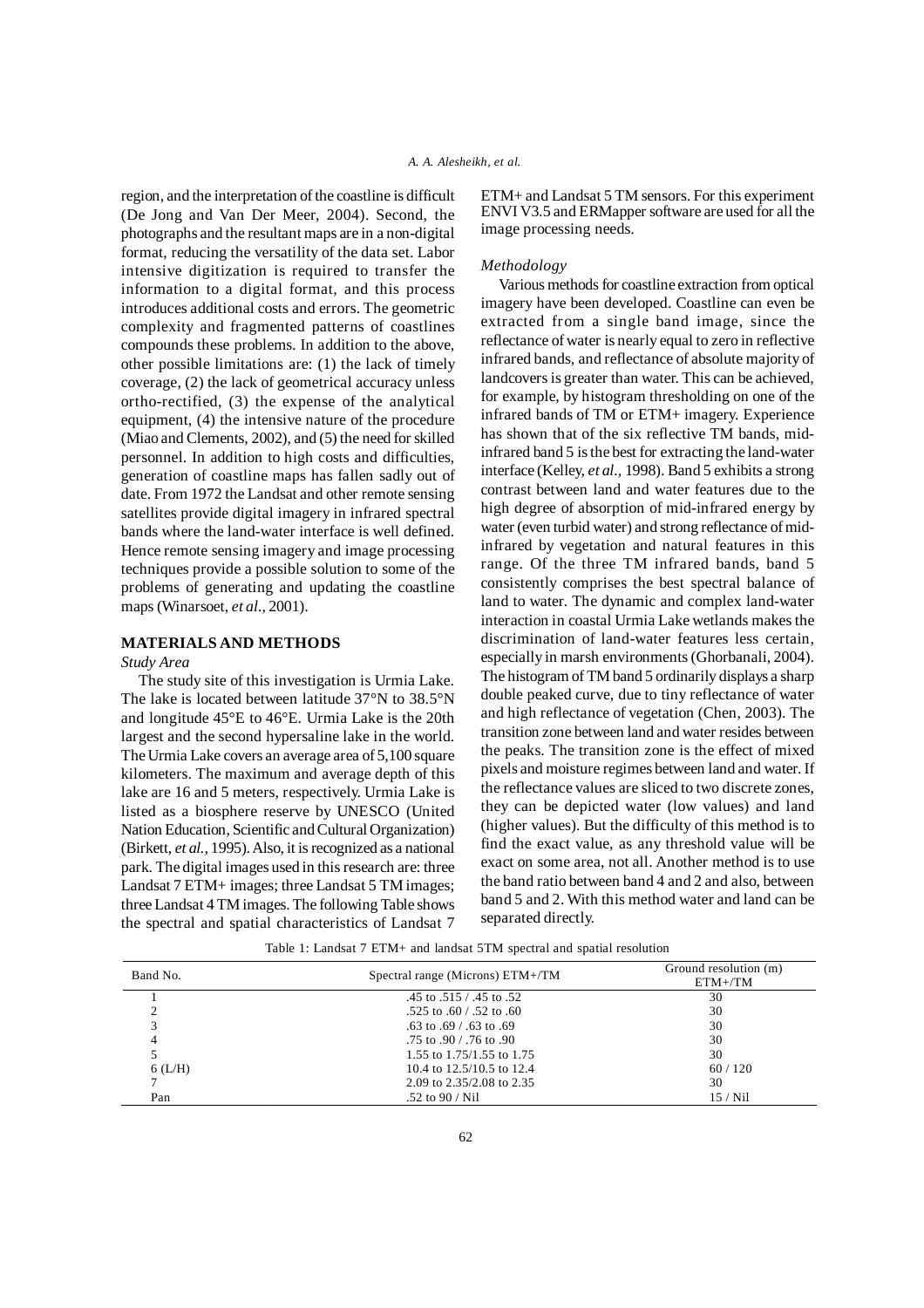region, and the interpretation of the coastline is difficult (De Jong and Van Der Meer, 2004). Second, the photographs and the resultant maps are in a non-digital format, reducing the versatility of the data set. Labor intensive digitization is required to transfer the information to a digital format, and this process introduces additional costs and errors. The geometric complexity and fragmented patterns of coastlines compounds these problems. In addition to the above, other possible limitations are: (1) the lack of timely coverage, (2) the lack of geometrical accuracy unless ortho-rectified, (3) the expense of the analytical equipment, (4) the intensive nature of the procedure (Miao and Clements, 2002), and (5) the need for skilled personnel. In addition to high costs and difficulties, generation of coastline maps has fallen sadly out of date. From 1972 the Landsat and other remote sensing satellites provide digital imagery in infrared spectral bands where the land-water interface is well defined. Hence remote sensing imagery and image processing techniques provide a possible solution to some of the problems of generating and updating the coastline maps (Winarsoet, *et al.*, 2001).

## MATERIALS AND METHODS

### *Study Area*

The study site of this investigation is Urmia Lake. The lake is located between latitude 37°N to 38.5°N and longitude 45°E to 46°E. Urmia Lake is the 20th largest and the second hypersaline lake in the world. The Urmia Lake covers an average area of 5,100 square kilometers. The maximum and average depth of this lake are 16 and 5 meters, respectively. Urmia Lake is listed as a biosphere reserve by UNESCO (United Nation Education, Scientific and Cultural Organization) (Birkett, *et al.*, 1995). Also, it is recognized as a national park. The digital images used in this research are: three Landsat 7 ETM+ images; three Landsat 5 TM images; three Landsat 4 TM images. The following Table shows the spectral and spatial characteristics of Landsat 7 ETM+ and Landsat 5 TM sensors. For this experiment ENVI V3.5 and ERMapper software are used for all the image processing needs.

### *Methodology*

Various methods for coastline extraction from optical imagery have been developed. Coastline can even be extracted from a single band image, since the reflectance of water is nearly equal to zero in reflective infrared bands, and reflectance of absolute majority of landcovers is greater than water. This can be achieved, for example, by histogram thresholding on one of the infrared bands of TM or ETM+ imagery. Experience has shown that of the six reflective TM bands, mid-infrared band 5 is the best for extracting the land-water interface (Kelley, *et al.*, 1998). Band 5 exhibits a strong contrast between land and water features due to the high degree of absorption of mid-infrared energy by water (even turbid water) and strong reflectance of mid-infrared by vegetation and natural features in this range. Of the three TM infrared bands, band 5 consistently comprises the best spectral balance of land to water. The dynamic and complex land-water interaction in coastal Urmia Lake wetlands makes the discrimination of land-water features less certain, especially in marsh environments (Ghorbanali, 2004). The histogram of TM band 5 ordinarily displays a sharp double peaked curve, due to tiny reflectance of water and high reflectance of vegetation (Chen, 2003). The transition zone between land and water resides between the peaks. The transition zone is the effect of mixed pixels and moisture regimes between land and water. If the reflectance values are sliced to two discrete zones, they can be depicted water (low values) and land (higher values). But the difficulty of this method is to find the exact value, as any threshold value will be exact on some area, not all. Another method is to use the band ratio between band 4 and 2 and also, between band 5 and 2. With this method water and land can be separated directly.

Table 1: Landsat 7 ETM+ and landsat 5TM spectral and spatial resolution

| Band No. | Spectral range (Microns) ETM+/TM | Ground resolution (m) ETM+/TM |
|---|---|---|
| 1 | .45 to .515 / .45 to .52 | 30 |
| 2 | .525 to .60 / .52 to .60 | 30 |
| 3 | .63 to .69 / .63 to .69 | 30 |
| 4 | .75 to .90 / .76 to .90 | 30 |
| 5 | 1.55 to 1.75/1.55 to 1.75 | 30 |
| 6 (L/H) | 10.4 to 12.5/10.5 to 12.4 | 60 / 120 |
| 7 | 2.09 to 2.35/2.08 to 2.35 | 30 |
| Pan | .52 to 90 / Nil | 15 / Nil |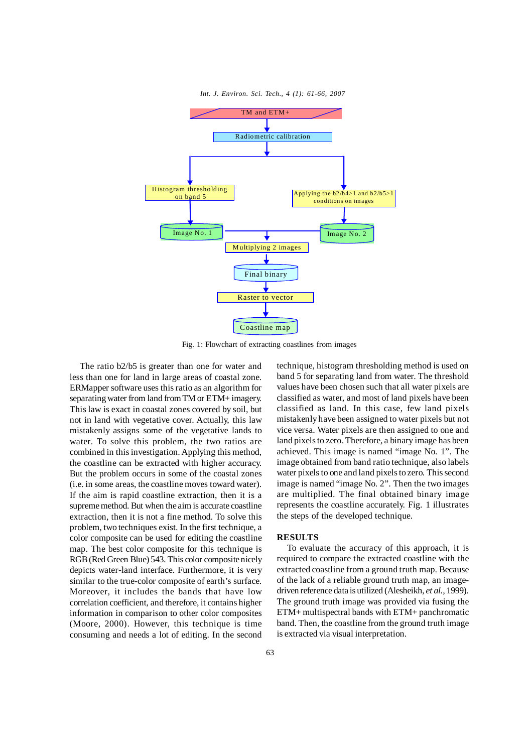Fig. 1: Flowchart of extracting coastlines from images

The ratio b2/b5 is greater than one for water and less than one for land in large areas of coastal zone. ERMapper software uses this ratio as an algorithm for separating water from land from TM or ETM+ imagery. This law is exact in coastal zones covered by soil, but not in land with vegetative cover. Actually, this law mistakenly assigns some of the vegetative lands to water. To solve this problem, the two ratios are combined in this investigation. Applying this method, the coastline can be extracted with higher accuracy. But the problem occurs in some of the coastal zones (i.e. in some areas, the coastline moves toward water). If the aim is rapid coastline extraction, then it is a supreme method. But when the aim is accurate coastline extraction, then it is not a fine method. To solve this problem, two techniques exist. In the first technique, a color composite can be used for editing the coastline map. The best color composite for this technique is RGB (Red Green Blue) 543. This color composite nicely depicts water-land interface. Furthermore, it is very similar to the true-color composite of earth's surface. Moreover, it includes the bands that have low correlation coefficient, and therefore, it contains higher information in comparison to other color composites (Moore, 2000). However, this technique is time consuming and needs a lot of editing. In the second technique, histogram thresholding method is used on band 5 for separating land from water. The threshold values have been chosen such that all water pixels are classified as water, and most of land pixels have been classified as land. In this case, few land pixels mistakenly have been assigned to water pixels but not vice versa. Water pixels are then assigned to one and land pixels to zero. Therefore, a binary image has been achieved. This image is named "image No. 1". The image obtained from band ratio technique, also labels water pixels to one and land pixels to zero. This second image is named "image No. 2". Then the two images are multiplied. The final obtained binary image represents the coastline accurately. Fig. 1 illustrates the steps of the developed technique.

## RESULTS

To evaluate the accuracy of this approach, it is required to compare the extracted coastline with the extracted coastline from a ground truth map. Because of the lack of a reliable ground truth map, an image-driven reference data is utilized (Alesheikh, *et al.*, 1999). The ground truth image was provided via fusing the ETM+ multispectral bands with ETM+ panchromatic band. Then, the coastline from the ground truth image is extracted via visual interpretation.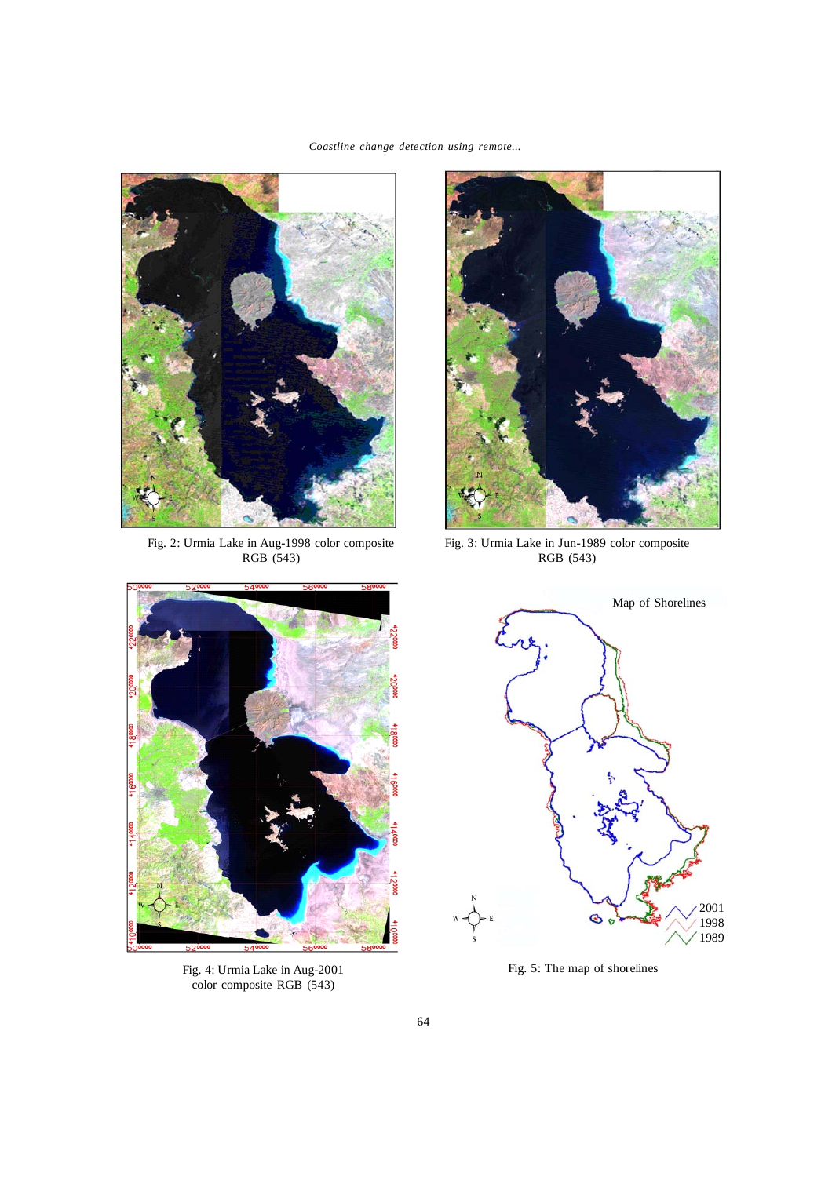Fig. 2: Urmia Lake in Aug-1998 color composite RGB (543)

Fig. 3: Urmia Lake in Jun-1989 color composite RGB (543)

Fig. 4: Urmia Lake in Aug-2001 color composite RGB (543)

Fig. 5: The map of shorelines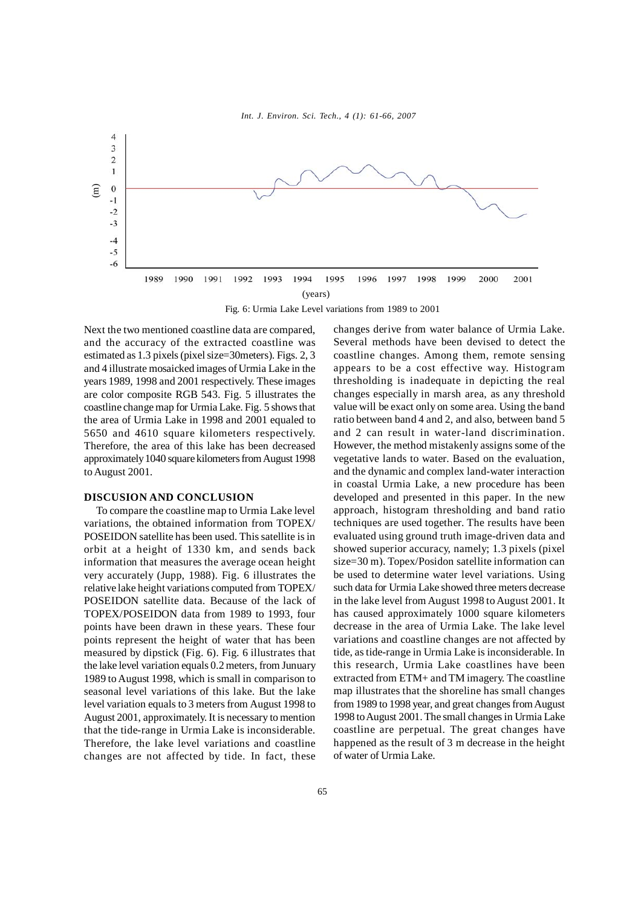Fig. 6: Urmia Lake Level variations from 1989 to 2001

Next the two mentioned coastline data are compared, and the accuracy of the extracted coastline was estimated as 1.3 pixels (pixel size=30meters). Figs. 2, 3 and 4 illustrate mosaicked images of Urmia Lake in the years 1989, 1998 and 2001 respectively. These images are color composite RGB 543. Fig. 5 illustrates the coastline change map for Urmia Lake. Fig. 5 shows that the area of Urmia Lake in 1998 and 2001 equaled to 5650 and 4610 square kilometers respectively. Therefore, the area of this lake has been decreased approximately 1040 square kilometers from August 1998 to August 2001.

## DISCUSION AND CONCLUSION

To compare the coastline map to Urmia Lake level variations, the obtained information from TOPEX/ POSEIDON satellite has been used. This satellite is in orbit at a height of 1330 km, and sends back information that measures the average ocean height very accurately (Jupp, 1988). Fig. 6 illustrates the relative lake height variations computed from TOPEX/ POSEIDON satellite data. Because of the lack of TOPEX/POSEIDON data from 1989 to 1993, four points have been drawn in these years. These four points represent the height of water that has been measured by dipstick (Fig. 6). Fig. 6 illustrates that the lake level variation equals 0.2 meters, from Junuary 1989 to August 1998, which is small in comparison to seasonal level variations of this lake. But the lake level variation equals to 3 meters from August 1998 to August 2001, approximately. It is necessary to mention that the tide-range in Urmia Lake is inconsiderable. Therefore, the lake level variations and coastline changes are not affected by tide. In fact, these changes derive from water balance of Urmia Lake. Several methods have been devised to detect the coastline changes. Among them, remote sensing appears to be a cost effective way. Histogram thresholding is inadequate in depicting the real changes especially in marsh area, as any threshold value will be exact only on some area. Using the band ratio between band 4 and 2, and also, between band 5 and 2 can result in water-land discrimination. However, the method mistakenly assigns some of the vegetative lands to water. Based on the evaluation, and the dynamic and complex land-water interaction in coastal Urmia Lake, a new procedure has been developed and presented in this paper. In the new approach, histogram thresholding and band ratio techniques are used together. The results have been evaluated using ground truth image-driven data and showed superior accuracy, namely; 1.3 pixels (pixel size=30 m). Topex/Posidon satellite information can be used to determine water level variations. Using such data for Urmia Lake showed three meters decrease in the lake level from August 1998 to August 2001. It has caused approximately 1000 square kilometers decrease in the area of Urmia Lake. The lake level variations and coastline changes are not affected by tide, as tide-range in Urmia Lake is inconsiderable. In this research, Urmia Lake coastlines have been extracted from ETM+ and TM imagery. The coastline map illustrates that the shoreline has small changes from 1989 to 1998 year, and great changes from August 1998 to August 2001. The small changes in Urmia Lake coastline are perpetual. The great changes have happened as the result of 3 m decrease in the height of water of Urmia Lake.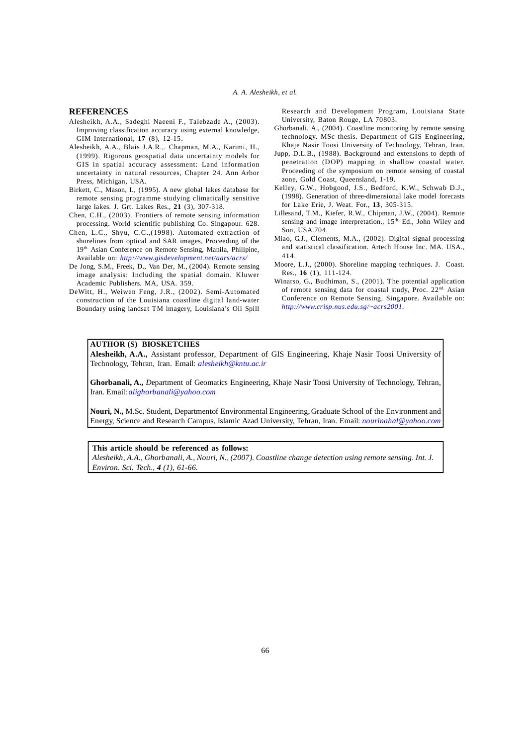## REFERENCES

Alesheikh, A.A., Sadeghi Naeeni F., Talebzade A., (2003). Improving classification accuracy using external knowledge, GIM International, **17** (8), 12-15.

Alesheikh, A.A., Blais J.A.R.,. Chapman, M.A., Karimi, H., (1999). Rigorous geospatial data uncertainty models for GIS in spatial accuracy assessment: Land information uncertainty in natural resources, Chapter 24. Ann Arbor Press, Michigan, USA.

Birkett, C., Mason, I., (1995). A new global lakes database for remote sensing programme studying climatically sensitive large lakes. J. Grt. Lakes Res., **21** (3), 307-318.

Chen, C.H., (2003). Frontiers of remote sensing information processing. World scientific publishing Co. Singapour. 628.

Chen, L.C., Shyu, C.C.,(1998). Automated extraction of shorelines from optical and SAR images, Proceeding of the 19th. Asian Conference on Remote Sensing, Manila, Philipine, Available on: *http://www.gisdevelopment.net/aars/acrs/*

De Jong, S.M., Freek, D., Van Der, M., (2004). Remote sensing image analysis: Including the spatial domain. Kluwer Academic Publishers. MA, USA. 359.

DeWitt, H., Weiwen Feng, J.R., (2002). Semi-Automated construction of the Louisiana coastline digital land-water Boundary using landsat TM imagery, Louisiana's Oil Spill Research and Development Program, Louisiana State University, Baton Rouge, LA 70803.

Ghorbanali, A., (2004). Coastline monitoring by remote sensing technology. MSc thesis. Department of GIS Engineering, Khaje Nasir Toosi University of Technology, Tehran, Iran.

Jupp, D.L.B., (1988). Background and extensions to depth of penetration (DOP) mapping in shallow coastal water. Proceeding of the symposium on remote sensing of coastal zone, Gold Coast, Queensland, 1-19.

Kelley, G.W., Hobgood, J.S., Bedford, K.W., Schwab D.J., (1998). Generation of three-dimensional lake model forecasts for Lake Erie, J. Weat. For., **13**, 305-315.

Lillesand, T.M., Kiefer, R.W., Chipman, J.W., (2004). Remote sensing and image interpretation., 15th. Ed., John Wiley and Son, USA.704.

Miao, G.J., Clements, M.A., (2002). Digital signal processing and statistical classification. Artech House Inc. MA. USA., 414.

Moore, L.J., (2000). Shoreline mapping techniques. J. Coast. Res., **16** (1), 111-124.

Winarso, G., Budhiman, S., (2001). The potential application of remote sensing data for coastal study, Proc. 22nd. Asian Conference on Remote Sensing, Singapore. Available on: *http://www.crisp.nus.edu.sg/~acrs2001*.

## AUTHOR (S) BIOSKETCHES

**Alesheikh, A.A.,** Assistant professor, Department of GIS Engineering, Khaje Nasir Toosi University of Technology, Tehran, Iran. Email: *alesheikh@kntu.ac.ir*

**Ghorbanali, A.,** *D*epartment of Geomatics Engineering, Khaje Nasir Toosi University of Technology, Tehran, Iran. Email: *alighorbanali@yahoo.com*

**Nouri, N.,** M.Sc. Student, Departmentof Environmental Engineering, Graduate School of the Environment and Energy, Science and Research Campus, Islamic Azad University, Tehran, Iran. Email: *nourinahal@yahoo.com*

**This article should be referenced as follows:**

*Alesheikh, A.A., Ghorbanali, A., Nouri, N., (2007). Coastline change detection using remote sensing. Int. J. Environ. Sci. Tech., **4** (1), 61-66.*